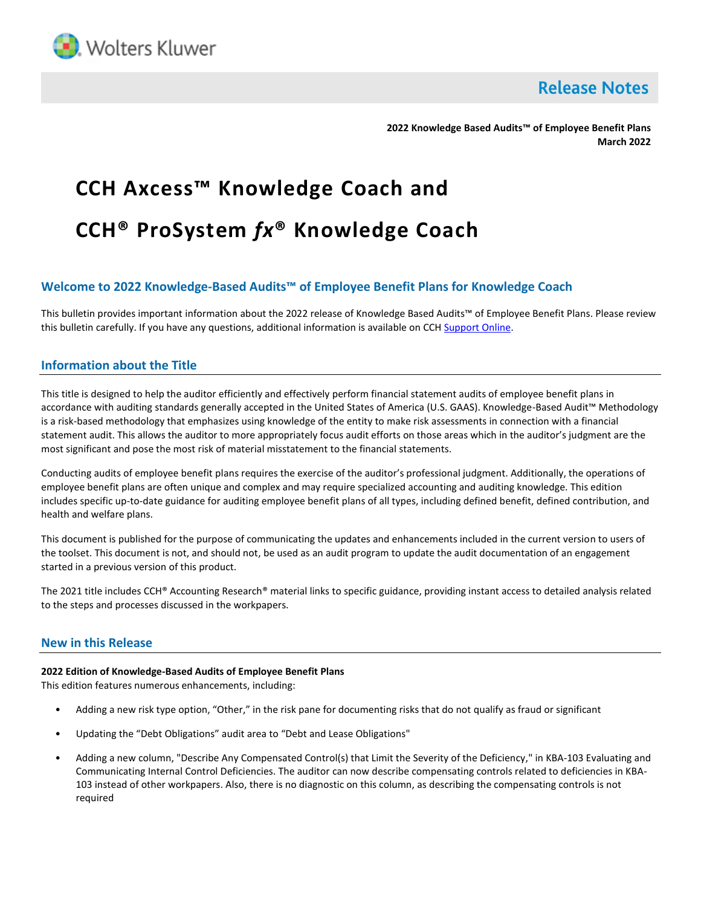Release Notes

**2022 Knowledge Based Audits™ of Employee Benefit Plans**
**March 2022**

# CCH Axcess™ Knowledge Coach and

# CCH® ProSystem *fx*® Knowledge Coach

## Welcome to 2022 Knowledge-Based Audits™ of Employee Benefit Plans for Knowledge Coach

This bulletin provides important information about the 2022 release of Knowledge Based Audits™ of Employee Benefit Plans. Please review this bulletin carefully. If you have any questions, additional information is available on CCH Support Online.

## Information about the Title

This title is designed to help the auditor efficiently and effectively perform financial statement audits of employee benefit plans in accordance with auditing standards generally accepted in the United States of America (U.S. GAAS). Knowledge-Based Audit™ Methodology is a risk-based methodology that emphasizes using knowledge of the entity to make risk assessments in connection with a financial statement audit. This allows the auditor to more appropriately focus audit efforts on those areas which in the auditor's judgment are the most significant and pose the most risk of material misstatement to the financial statements.

Conducting audits of employee benefit plans requires the exercise of the auditor's professional judgment. Additionally, the operations of employee benefit plans are often unique and complex and may require specialized accounting and auditing knowledge. This edition includes specific up-to-date guidance for auditing employee benefit plans of all types, including defined benefit, defined contribution, and health and welfare plans.

This document is published for the purpose of communicating the updates and enhancements included in the current version to users of the toolset. This document is not, and should not, be used as an audit program to update the audit documentation of an engagement started in a previous version of this product.

The 2021 title includes CCH® Accounting Research® material links to specific guidance, providing instant access to detailed analysis related to the steps and processes discussed in the workpapers.

## New in this Release

**2022 Edition of Knowledge-Based Audits of Employee Benefit Plans**
This edition features numerous enhancements, including:

- Adding a new risk type option, "Other," in the risk pane for documenting risks that do not qualify as fraud or significant
- Updating the "Debt Obligations" audit area to "Debt and Lease Obligations"
- Adding a new column, "Describe Any Compensated Control(s) that Limit the Severity of the Deficiency," in KBA-103 Evaluating and Communicating Internal Control Deficiencies. The auditor can now describe compensating controls related to deficiencies in KBA-103 instead of other workpapers. Also, there is no diagnostic on this column, as describing the compensating controls is not required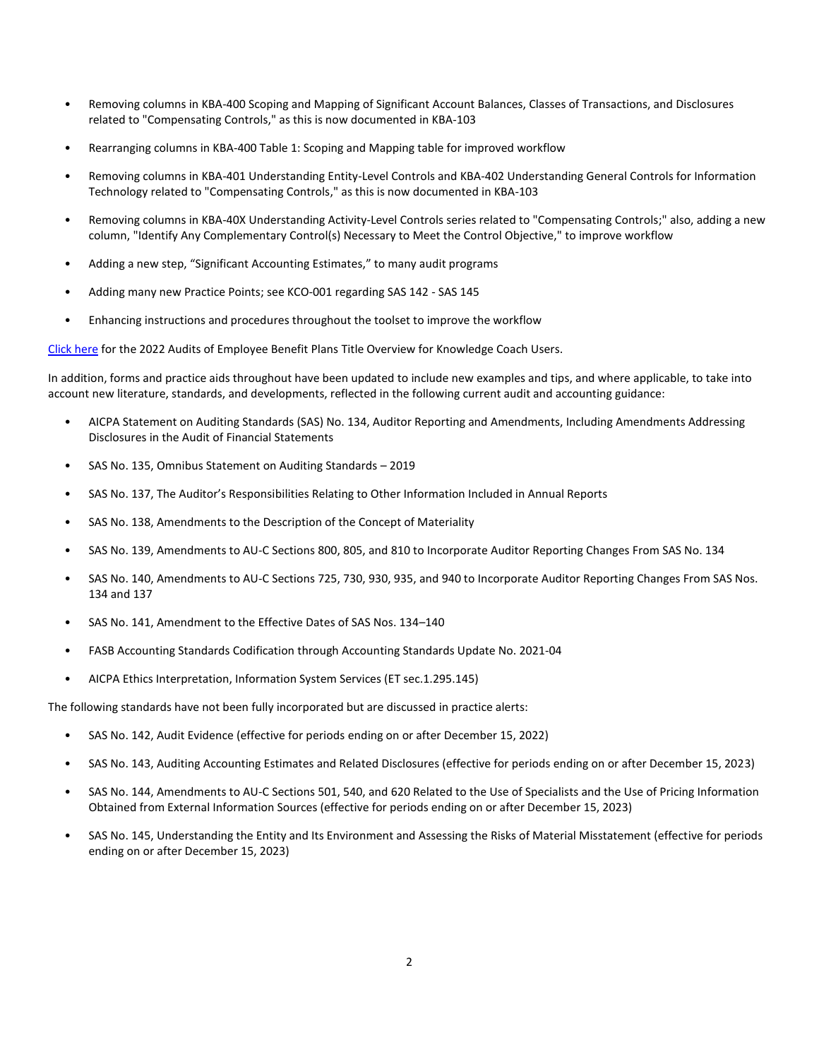- Removing columns in KBA-400 Scoping and Mapping of Significant Account Balances, Classes of Transactions, and Disclosures related to "Compensating Controls," as this is now documented in KBA-103
- Rearranging columns in KBA-400 Table 1: Scoping and Mapping table for improved workflow
- Removing columns in KBA-401 Understanding Entity-Level Controls and KBA-402 Understanding General Controls for Information Technology related to "Compensating Controls," as this is now documented in KBA-103
- Removing columns in KBA-40X Understanding Activity-Level Controls series related to "Compensating Controls;" also, adding a new column, "Identify Any Complementary Control(s) Necessary to Meet the Control Objective," to improve workflow
- Adding a new step, "Significant Accounting Estimates," to many audit programs
- Adding many new Practice Points; see KCO-001 regarding SAS 142 - SAS 145
- Enhancing instructions and procedures throughout the toolset to improve the workflow

Click here for the 2022 Audits of Employee Benefit Plans Title Overview for Knowledge Coach Users.

In addition, forms and practice aids throughout have been updated to include new examples and tips, and where applicable, to take into account new literature, standards, and developments, reflected in the following current audit and accounting guidance:

- AICPA Statement on Auditing Standards (SAS) No. 134, Auditor Reporting and Amendments, Including Amendments Addressing Disclosures in the Audit of Financial Statements
- SAS No. 135, Omnibus Statement on Auditing Standards – 2019
- SAS No. 137, The Auditor's Responsibilities Relating to Other Information Included in Annual Reports
- SAS No. 138, Amendments to the Description of the Concept of Materiality
- SAS No. 139, Amendments to AU-C Sections 800, 805, and 810 to Incorporate Auditor Reporting Changes From SAS No. 134
- SAS No. 140, Amendments to AU-C Sections 725, 730, 930, 935, and 940 to Incorporate Auditor Reporting Changes From SAS Nos. 134 and 137
- SAS No. 141, Amendment to the Effective Dates of SAS Nos. 134–140
- FASB Accounting Standards Codification through Accounting Standards Update No. 2021-04
- AICPA Ethics Interpretation, Information System Services (ET sec.1.295.145)

The following standards have not been fully incorporated but are discussed in practice alerts:

- SAS No. 142, Audit Evidence (effective for periods ending on or after December 15, 2022)
- SAS No. 143, Auditing Accounting Estimates and Related Disclosures (effective for periods ending on or after December 15, 2023)
- SAS No. 144, Amendments to AU-C Sections 501, 540, and 620 Related to the Use of Specialists and the Use of Pricing Information Obtained from External Information Sources (effective for periods ending on or after December 15, 2023)
- SAS No. 145, Understanding the Entity and Its Environment and Assessing the Risks of Material Misstatement (effective for periods ending on or after December 15, 2023)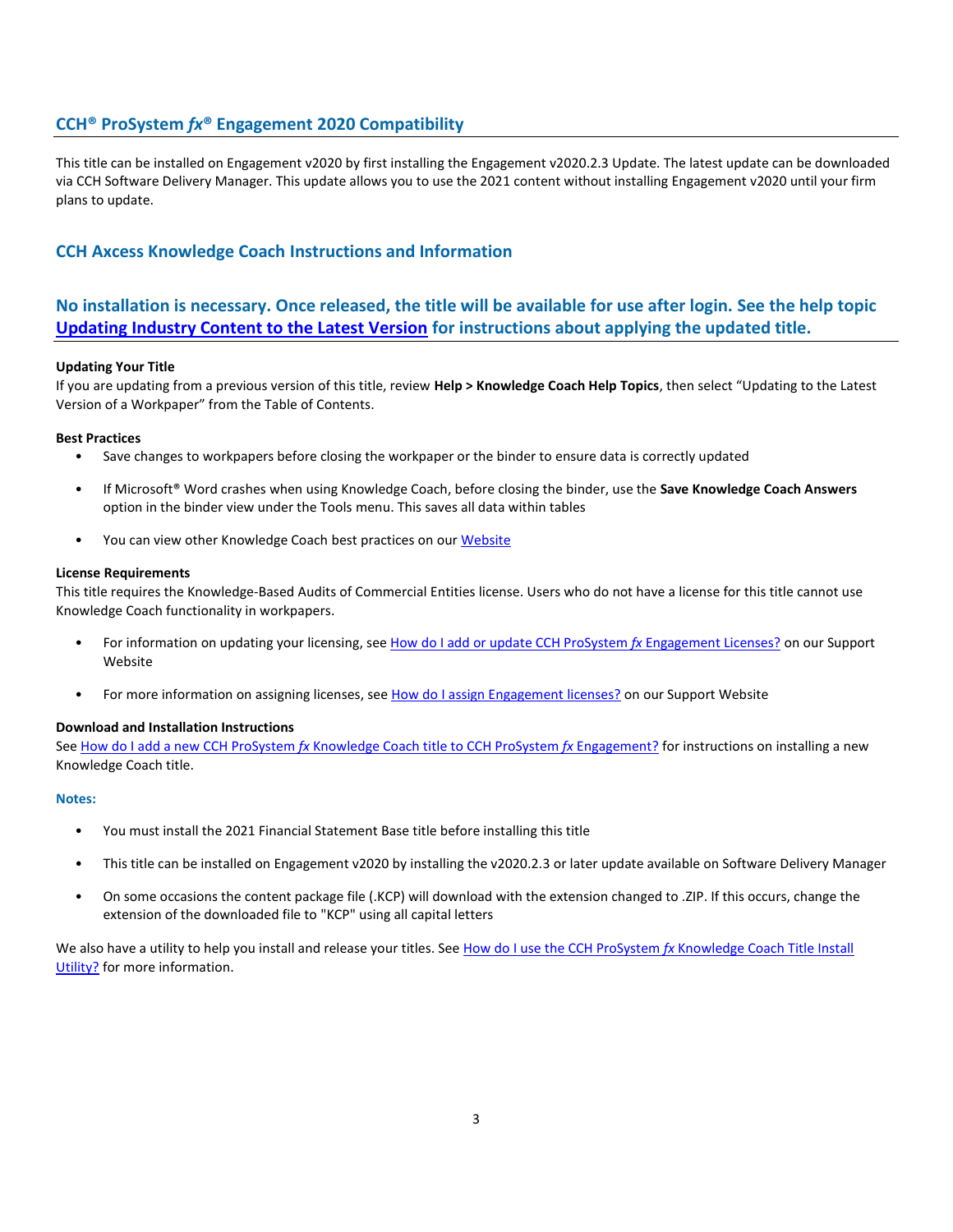## CCH® ProSystem *fx*® Engagement 2020 Compatibility

This title can be installed on Engagement v2020 by first installing the Engagement v2020.2.3 Update. The latest update can be downloaded via CCH Software Delivery Manager. This update allows you to use the 2021 content without installing Engagement v2020 until your firm plans to update.

## CCH Axcess Knowledge Coach Instructions and Information

## No installation is necessary. Once released, the title will be available for use after login. See the help topic [Updating Industry Content to the Latest Version]() for instructions about applying the updated title.

**Updating Your Title**

If you are updating from a previous version of this title, review **Help > Knowledge Coach Help Topics**, then select "Updating to the Latest Version of a Workpaper" from the Table of Contents.

**Best Practices**

- Save changes to workpapers before closing the workpaper or the binder to ensure data is correctly updated
- If Microsoft® Word crashes when using Knowledge Coach, before closing the binder, use the **Save Knowledge Coach Answers** option in the binder view under the Tools menu. This saves all data within tables
- You can view other Knowledge Coach best practices on our [Website]()

**License Requirements**

This title requires the Knowledge-Based Audits of Commercial Entities license. Users who do not have a license for this title cannot use Knowledge Coach functionality in workpapers.

- For information on updating your licensing, see [How do I add or update CCH ProSystem *fx* Engagement Licenses?]() on our Support Website
- For more information on assigning licenses, see [How do I assign Engagement licenses?]() on our Support Website

**Download and Installation Instructions**

See [How do I add a new CCH ProSystem *fx* Knowledge Coach title to CCH ProSystem *fx* Engagement?]() for instructions on installing a new Knowledge Coach title.

**Notes:**

- You must install the 2021 Financial Statement Base title before installing this title
- This title can be installed on Engagement v2020 by installing the v2020.2.3 or later update available on Software Delivery Manager
- On some occasions the content package file (.KCP) will download with the extension changed to .ZIP. If this occurs, change the extension of the downloaded file to "KCP" using all capital letters

We also have a utility to help you install and release your titles. See [How do I use the CCH ProSystem *fx* Knowledge Coach Title Install Utility?]() for more information.